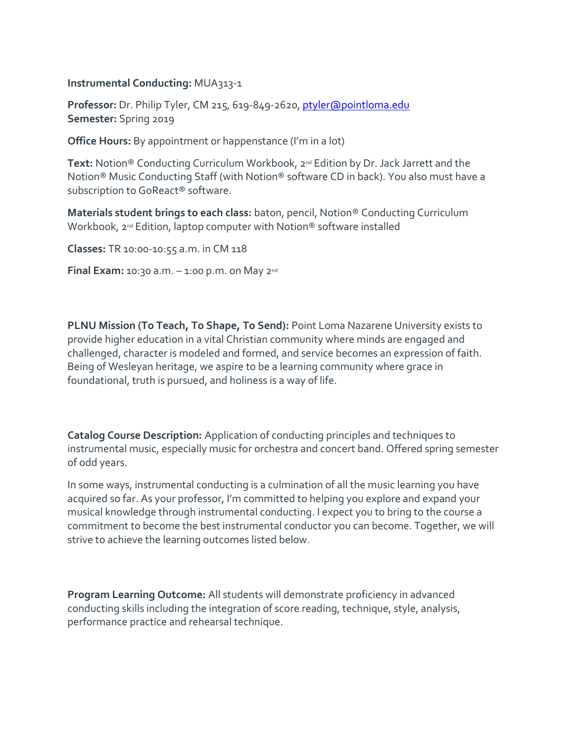**Instrumental Conducting:** MUA313-1

**Professor:** Dr. Philip Tyler, CM 215, 619-849-2620, ptyler@pointloma.edu
**Semester:** Spring 2019

**Office Hours:** By appointment or happenstance (I'm in a lot)

**Text:** Notion® Conducting Curriculum Workbook, 2nd Edition by Dr. Jack Jarrett and the Notion® Music Conducting Staff (with Notion® software CD in back). You also must have a subscription to GoReact® software.

**Materials student brings to each class:** baton, pencil, Notion® Conducting Curriculum Workbook, 2nd Edition, laptop computer with Notion® software installed

**Classes:** TR 10:00-10:55 a.m. in CM 118

**Final Exam:** 10:30 a.m. – 1:00 p.m. on May 2nd

**PLNU Mission (To Teach, To Shape, To Send):** Point Loma Nazarene University exists to provide higher education in a vital Christian community where minds are engaged and challenged, character is modeled and formed, and service becomes an expression of faith. Being of Wesleyan heritage, we aspire to be a learning community where grace in foundational, truth is pursued, and holiness is a way of life.

**Catalog Course Description:** Application of conducting principles and techniques to instrumental music, especially music for orchestra and concert band. Offered spring semester of odd years.

In some ways, instrumental conducting is a culmination of all the music learning you have acquired so far. As your professor, I'm committed to helping you explore and expand your musical knowledge through instrumental conducting. I expect you to bring to the course a commitment to become the best instrumental conductor you can become. Together, we will strive to achieve the learning outcomes listed below.

**Program Learning Outcome:** All students will demonstrate proficiency in advanced conducting skills including the integration of score reading, technique, style, analysis, performance practice and rehearsal technique.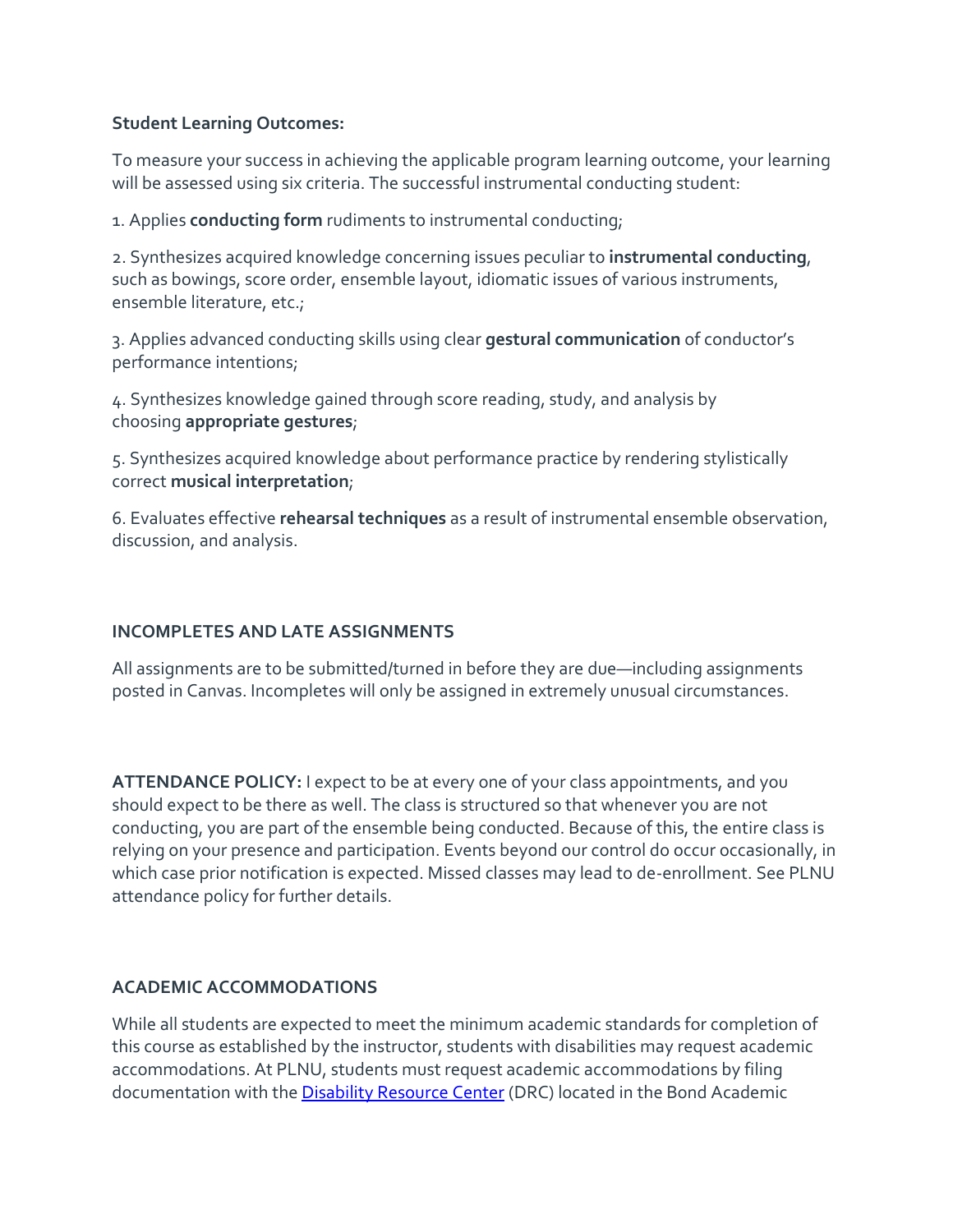**Student Learning Outcomes:**

To measure your success in achieving the applicable program learning outcome, your learning will be assessed using six criteria. The successful instrumental conducting student:

1. Applies **conducting form** rudiments to instrumental conducting;

2. Synthesizes acquired knowledge concerning issues peculiar to **instrumental conducting**, such as bowings, score order, ensemble layout, idiomatic issues of various instruments, ensemble literature, etc.;

3. Applies advanced conducting skills using clear **gestural communication** of conductor's performance intentions;

4. Synthesizes knowledge gained through score reading, study, and analysis by choosing **appropriate gestures**;

5. Synthesizes acquired knowledge about performance practice by rendering stylistically correct **musical interpretation**;

6. Evaluates effective **rehearsal techniques** as a result of instrumental ensemble observation, discussion, and analysis.

**INCOMPLETES AND LATE ASSIGNMENTS**

All assignments are to be submitted/turned in before they are due—including assignments posted in Canvas. Incompletes will only be assigned in extremely unusual circumstances.

**ATTENDANCE POLICY:** I expect to be at every one of your class appointments, and you should expect to be there as well. The class is structured so that whenever you are not conducting, you are part of the ensemble being conducted. Because of this, the entire class is relying on your presence and participation. Events beyond our control do occur occasionally, in which case prior notification is expected. Missed classes may lead to de-enrollment. See PLNU attendance policy for further details.

**ACADEMIC ACCOMMODATIONS**

While all students are expected to meet the minimum academic standards for completion of this course as established by the instructor, students with disabilities may request academic accommodations. At PLNU, students must request academic accommodations by filing documentation with the [Disability Resource Center](Disability Resource Center) (DRC) located in the Bond Academic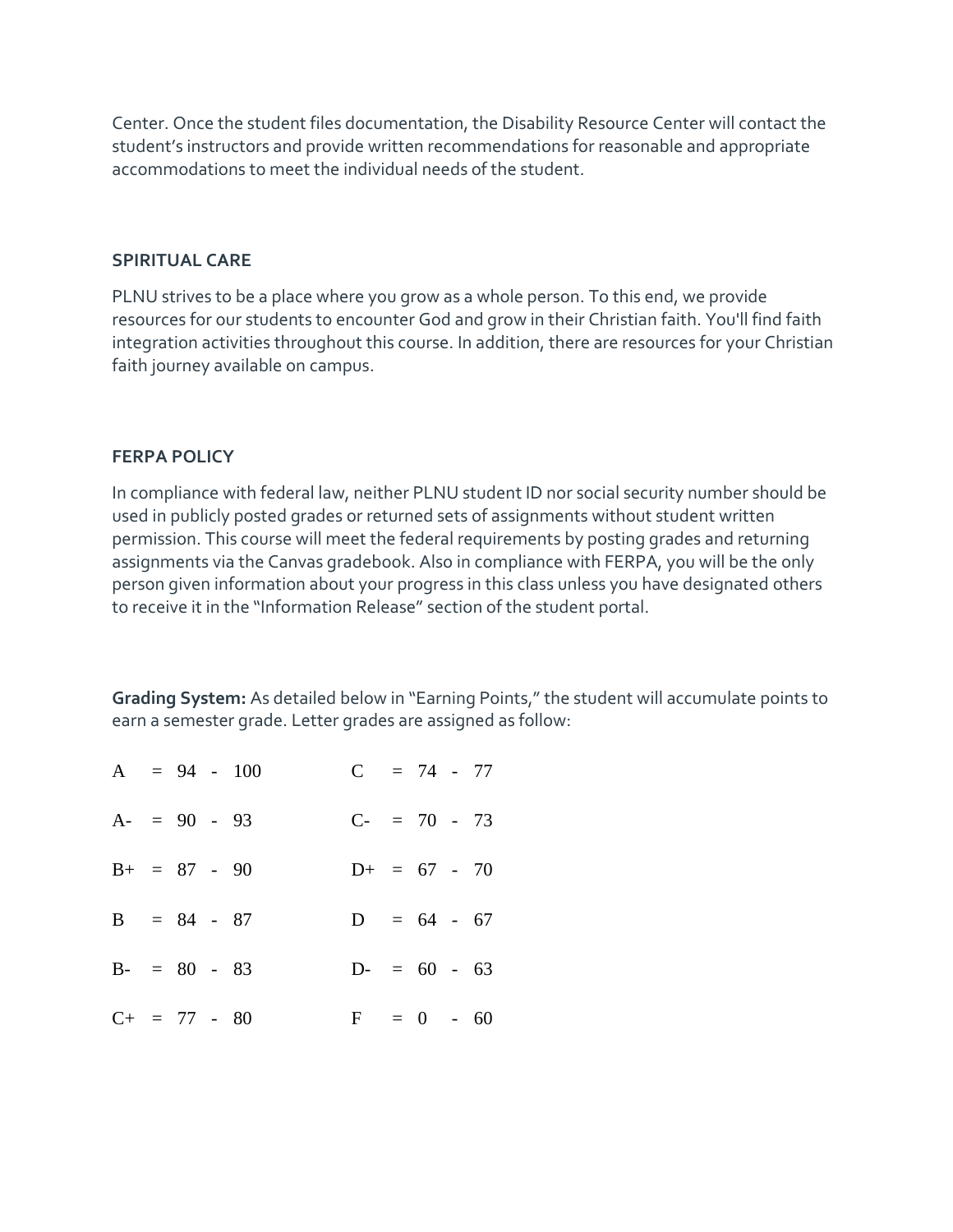Center. Once the student files documentation, the Disability Resource Center will contact the student's instructors and provide written recommendations for reasonable and appropriate accommodations to meet the individual needs of the student.

**SPIRITUAL CARE**

PLNU strives to be a place where you grow as a whole person. To this end, we provide resources for our students to encounter God and grow in their Christian faith. You'll find faith integration activities throughout this course. In addition, there are resources for your Christian faith journey available on campus.

**FERPA POLICY**

In compliance with federal law, neither PLNU student ID nor social security number should be used in publicly posted grades or returned sets of assignments without student written permission. This course will meet the federal requirements by posting grades and returning assignments via the Canvas gradebook. Also in compliance with FERPA, you will be the only person given information about your progress in this class unless you have designated others to receive it in the "Information Release" section of the student portal.

**Grading System:** As detailed below in "Earning Points," the student will accumulate points to earn a semester grade. Letter grades are assigned as follow:

| Grade | Range | Grade | Range |
|---|---|---|---|
| A | = 94 - 100 | C | = 74 - 77 |
| A- | = 90 - 93 | C- | = 70 - 73 |
| B+ | = 87 - 90 | D+ | = 67 - 70 |
| B | = 84 - 87 | D | = 64 - 67 |
| B- | = 80 - 83 | D- | = 60 - 63 |
| C+ | = 77 - 80 | F | = 0 - 60 |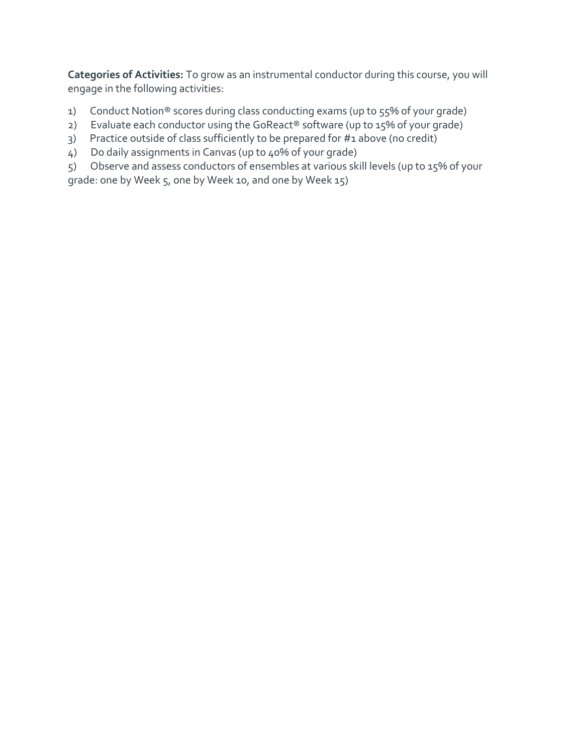**Categories of Activities:** To grow as an instrumental conductor during this course, you will engage in the following activities:

1) Conduct Notion® scores during class conducting exams (up to 55% of your grade)
2) Evaluate each conductor using the GoReact® software (up to 15% of your grade)
3) Practice outside of class sufficiently to be prepared for #1 above (no credit)
4) Do daily assignments in Canvas (up to 40% of your grade)
5) Observe and assess conductors of ensembles at various skill levels (up to 15% of your grade: one by Week 5, one by Week 10, and one by Week 15)